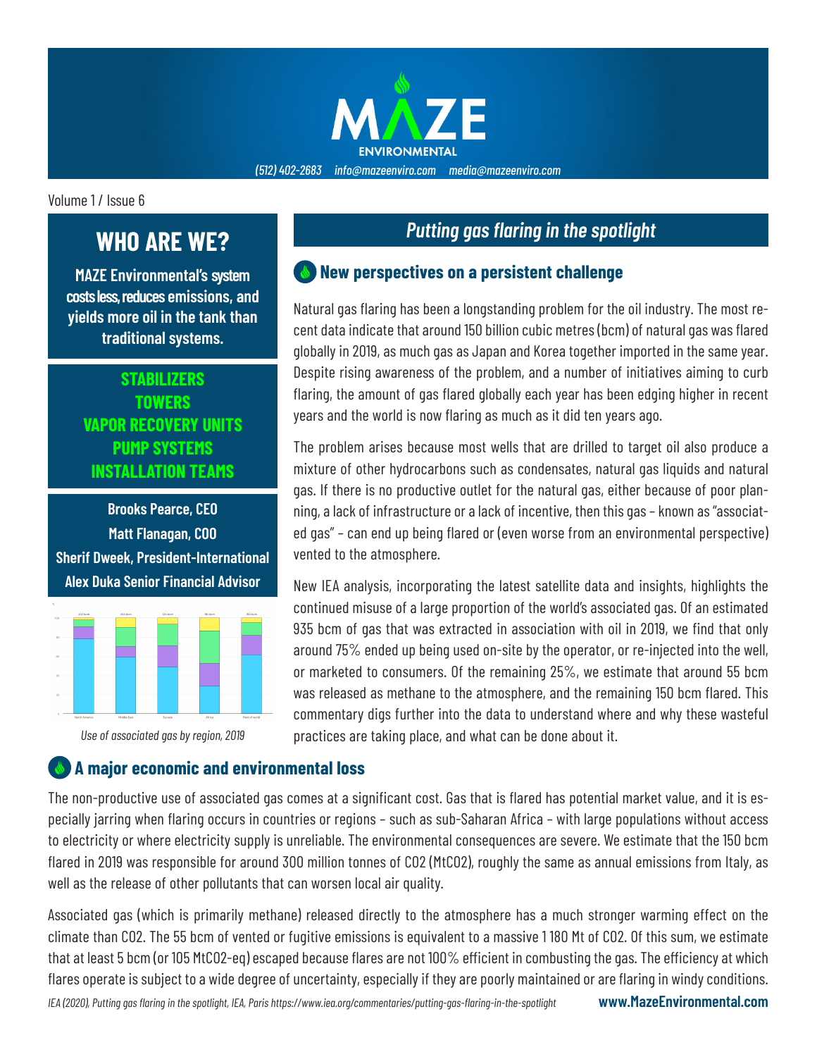# MAZE ENVIRONMENTAL

*(512) 402-2683 info@mazeenviro.com media@mazeenviro.com*

Volume 1 / Issue 6

## WHO ARE WE?

**MAZE Environmental's system costs less, reduces emissions, and yields more oil in the tank than traditional systems.**

**STABILIZERS**
**TOWERS**
**VAPOR RECOVERY UNITS**
**PUMP SYSTEMS**
**INSTALLATION TEAMS**

**Brooks Pearce, CEO**
**Matt Flanagan, COO**
**Sherif Dweek, President-International**
**Alex Duka Senior Financial Advisor**

*Use of associated gas by region, 2019*

## *Putting gas flaring in the spotlight*

### New perspectives on a persistent challenge

Natural gas flaring has been a longstanding problem for the oil industry. The most recent data indicate that around 150 billion cubic metres (bcm) of natural gas was flared globally in 2019, as much gas as Japan and Korea together imported in the same year. Despite rising awareness of the problem, and a number of initiatives aiming to curb flaring, the amount of gas flared globally each year has been edging higher in recent years and the world is now flaring as much as it did ten years ago.

The problem arises because most wells that are drilled to target oil also produce a mixture of other hydrocarbons such as condensates, natural gas liquids and natural gas. If there is no productive outlet for the natural gas, either because of poor planning, a lack of infrastructure or a lack of incentive, then this gas – known as "associated gas" – can end up being flared or (even worse from an environmental perspective) vented to the atmosphere.

New IEA analysis, incorporating the latest satellite data and insights, highlights the continued misuse of a large proportion of the world's associated gas. Of an estimated 935 bcm of gas that was extracted in association with oil in 2019, we find that only around 75% ended up being used on-site by the operator, or re-injected into the well, or marketed to consumers. Of the remaining 25%, we estimate that around 55 bcm was released as methane to the atmosphere, and the remaining 150 bcm flared. This commentary digs further into the data to understand where and why these wasteful practices are taking place, and what can be done about it.

### A major economic and environmental loss

The non-productive use of associated gas comes at a significant cost. Gas that is flared has potential market value, and it is especially jarring when flaring occurs in countries or regions – such as sub-Saharan Africa – with large populations without access to electricity or where electricity supply is unreliable. The environmental consequences are severe. We estimate that the 150 bcm flared in 2019 was responsible for around 300 million tonnes of $CO_2$ ($MtCO_2$), roughly the same as annual emissions from Italy, as well as the release of other pollutants that can worsen local air quality.

Associated gas (which is primarily methane) released directly to the atmosphere has a much stronger warming effect on the climate than $CO_2$. The 55 bcm of vented or fugitive emissions is equivalent to a massive 1 180 Mt of $CO_2$. Of this sum, we estimate that at least 5 bcm (or 105 $MtCO_2$-eq) escaped because flares are not 100% efficient in combusting the gas. The efficiency at which flares operate is subject to a wide degree of uncertainty, especially if they are poorly maintained or are flaring in windy conditions.

*IEA (2020), Putting gas flaring in the spotlight, IEA, Paris https://www.iea.org/commentaries/putting-gas-flaring-in-the-spotlight*

**www.MazeEnvironmental.com**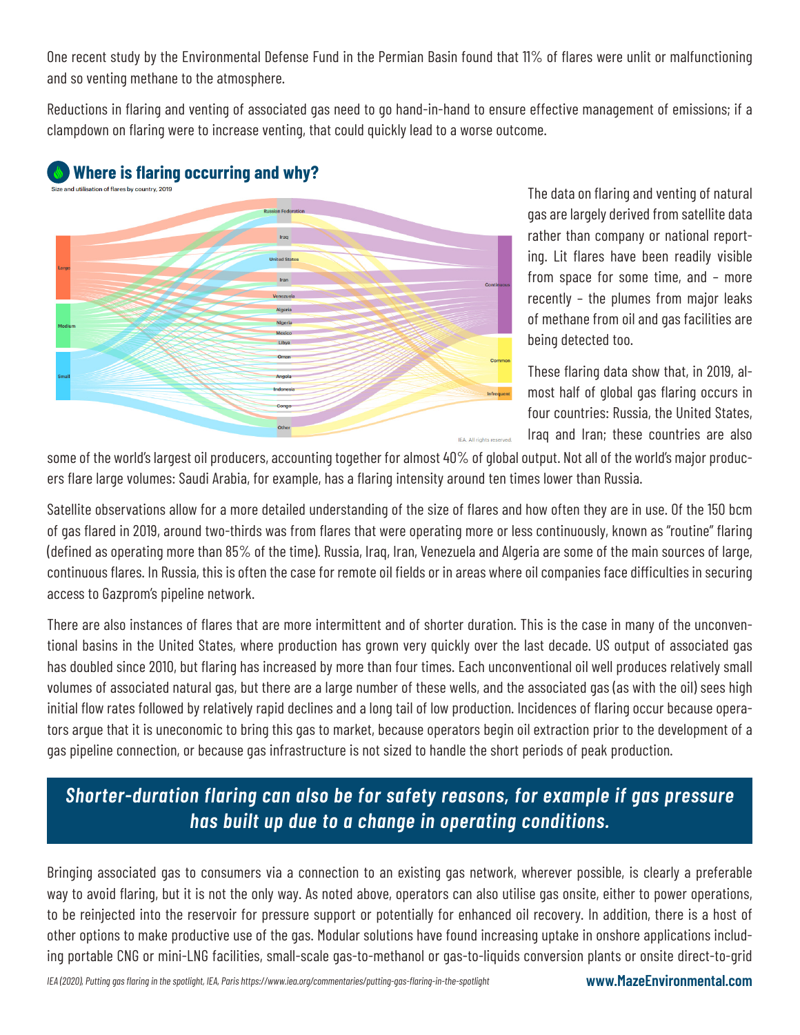One recent study by the Environmental Defense Fund in the Permian Basin found that 11% of flares were unlit or malfunctioning and so venting methane to the atmosphere.

Reductions in flaring and venting of associated gas need to go hand-in-hand to ensure effective management of emissions; if a clampdown on flaring were to increase venting, that could quickly lead to a worse outcome.

## Where is flaring occurring and why?

Size and utilisation of flares by country, 2019

Large, Medium, Small — Russian Federation, Iraq, United States, Iran, Venezuela, Algeria, Nigeria, Mexico, Libya, Oman, Angola, Indonesia, Congo, Other — Continuous, Common, Infrequent

IEA. All rights reserved.

The data on flaring and venting of natural gas are largely derived from satellite data rather than company or national reporting. Lit flares have been readily visible from space for some time, and – more recently – the plumes from major leaks of methane from oil and gas facilities are being detected too.

These flaring data show that, in 2019, almost half of global gas flaring occurs in four countries: Russia, the United States, Iraq and Iran; these countries are also some of the world's largest oil producers, accounting together for almost 40% of global output. Not all of the world's major producers flare large volumes: Saudi Arabia, for example, has a flaring intensity around ten times lower than Russia.

Satellite observations allow for a more detailed understanding of the size of flares and how often they are in use. Of the 150 bcm of gas flared in 2019, around two-thirds was from flares that were operating more or less continuously, known as "routine" flaring (defined as operating more than 85% of the time). Russia, Iraq, Iran, Venezuela and Algeria are some of the main sources of large, continuous flares. In Russia, this is often the case for remote oil fields or in areas where oil companies face difficulties in securing access to Gazprom's pipeline network.

There are also instances of flares that are more intermittent and of shorter duration. This is the case in many of the unconventional basins in the United States, where production has grown very quickly over the last decade. US output of associated gas has doubled since 2010, but flaring has increased by more than four times. Each unconventional oil well produces relatively small volumes of associated natural gas, but there are a large number of these wells, and the associated gas (as with the oil) sees high initial flow rates followed by relatively rapid declines and a long tail of low production. Incidences of flaring occur because operators argue that it is uneconomic to bring this gas to market, because operators begin oil extraction prior to the development of a gas pipeline connection, or because gas infrastructure is not sized to handle the short periods of peak production.

***Shorter-duration flaring can also be for safety reasons, for example if gas pressure has built up due to a change in operating conditions.***

Bringing associated gas to consumers via a connection to an existing gas network, wherever possible, is clearly a preferable way to avoid flaring, but it is not the only way. As noted above, operators can also utilise gas onsite, either to power operations, to be reinjected into the reservoir for pressure support or potentially for enhanced oil recovery. In addition, there is a host of other options to make productive use of the gas. Modular solutions have found increasing uptake in onshore applications including portable CNG or mini-LNG facilities, small-scale gas-to-methanol or gas-to-liquids conversion plants or onsite direct-to-grid

*IEA (2020), Putting gas flaring in the spotlight, IEA, Paris https://www.iea.org/commentaries/putting-gas-flaring-in-the-spotlight*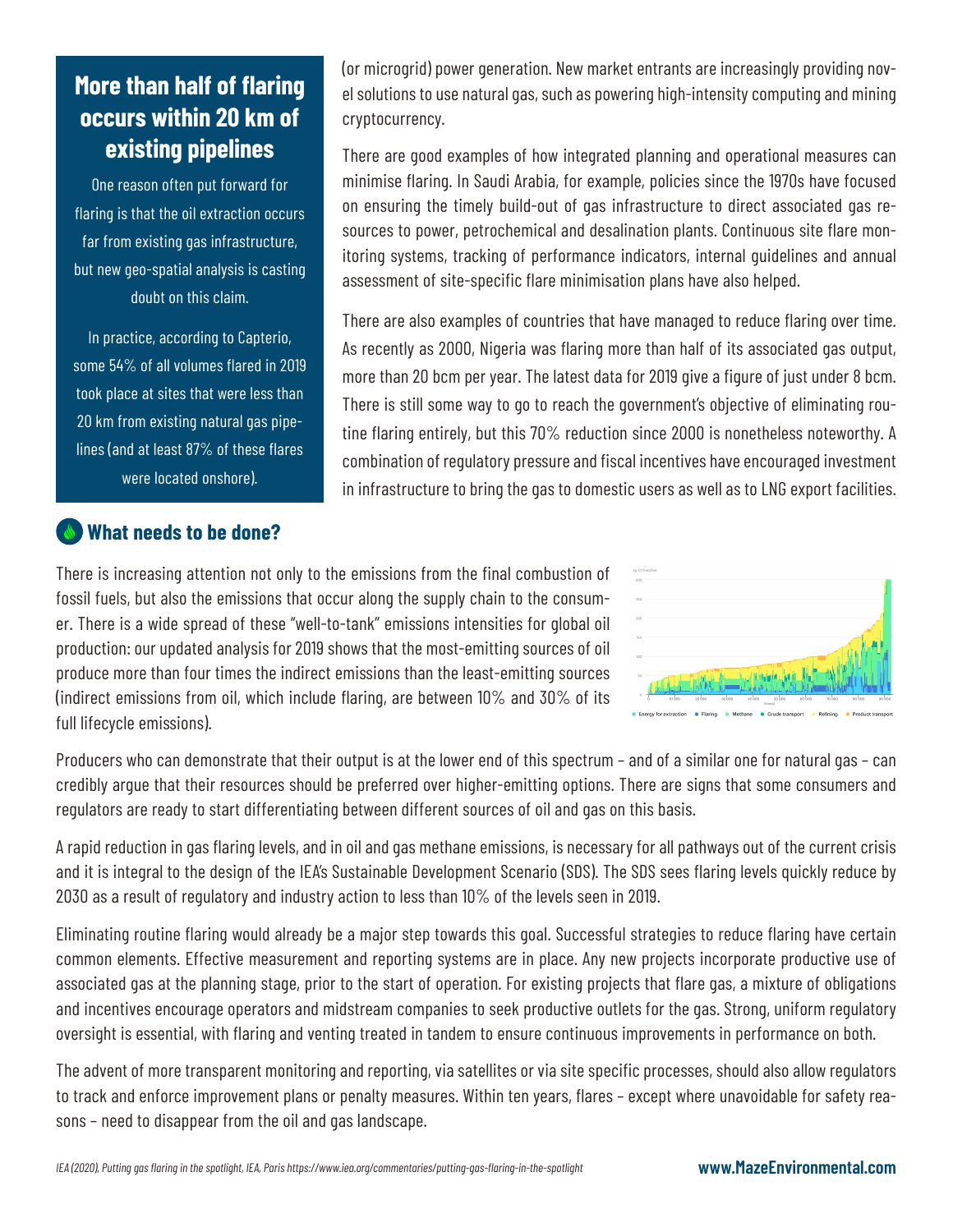## More than half of flaring occurs within 20 km of existing pipelines

One reason often put forward for flaring is that the oil extraction occurs far from existing gas infrastructure, but new geo-spatial analysis is casting doubt on this claim.

In practice, according to Capterio, some 54% of all volumes flared in 2019 took place at sites that were less than 20 km from existing natural gas pipelines (and at least 87% of these flares were located onshore).

(or microgrid) power generation. New market entrants are increasingly providing novel solutions to use natural gas, such as powering high-intensity computing and mining cryptocurrency.

There are good examples of how integrated planning and operational measures can minimise flaring. In Saudi Arabia, for example, policies since the 1970s have focused on ensuring the timely build-out of gas infrastructure to direct associated gas resources to power, petrochemical and desalination plants. Continuous site flare monitoring systems, tracking of performance indicators, internal guidelines and annual assessment of site-specific flare minimisation plans have also helped.

There are also examples of countries that have managed to reduce flaring over time. As recently as 2000, Nigeria was flaring more than half of its associated gas output, more than 20 bcm per year. The latest data for 2019 give a figure of just under 8 bcm. There is still some way to go to reach the government's objective of eliminating routine flaring entirely, but this 70% reduction since 2000 is nonetheless noteworthy. A combination of regulatory pressure and fiscal incentives have encouraged investment in infrastructure to bring the gas to domestic users as well as to LNG export facilities.

## What needs to be done?

There is increasing attention not only to the emissions from the final combustion of fossil fuels, but also the emissions that occur along the supply chain to the consumer. There is a wide spread of these "well-to-tank" emissions intensities for global oil production: our updated analysis for 2019 shows that the most-emitting sources of oil produce more than four times the indirect emissions than the least-emitting sources (indirect emissions from oil, which include flaring, are between 10% and 30% of its full lifecycle emissions).

Energy for extraction
Flaring
Methane
Crude transport
Refining
Product transport

Producers who can demonstrate that their output is at the lower end of this spectrum – and of a similar one for natural gas – can credibly argue that their resources should be preferred over higher-emitting options. There are signs that some consumers and regulators are ready to start differentiating between different sources of oil and gas on this basis.

A rapid reduction in gas flaring levels, and in oil and gas methane emissions, is necessary for all pathways out of the current crisis and it is integral to the design of the IEA's Sustainable Development Scenario (SDS). The SDS sees flaring levels quickly reduce by 2030 as a result of regulatory and industry action to less than 10% of the levels seen in 2019.

Eliminating routine flaring would already be a major step towards this goal. Successful strategies to reduce flaring have certain common elements. Effective measurement and reporting systems are in place. Any new projects incorporate productive use of associated gas at the planning stage, prior to the start of operation. For existing projects that flare gas, a mixture of obligations and incentives encourage operators and midstream companies to seek productive outlets for the gas. Strong, uniform regulatory oversight is essential, with flaring and venting treated in tandem to ensure continuous improvements in performance on both.

The advent of more transparent monitoring and reporting, via satellites or via site specific processes, should also allow regulators to track and enforce improvement plans or penalty measures. Within ten years, flares – except where unavoidable for safety reasons – need to disappear from the oil and gas landscape.

*IEA (2020), Putting gas flaring in the spotlight, IEA, Paris https://www.iea.org/commentaries/putting-gas-flaring-in-the-spotlight*

**www.MazeEnvironmental.com**